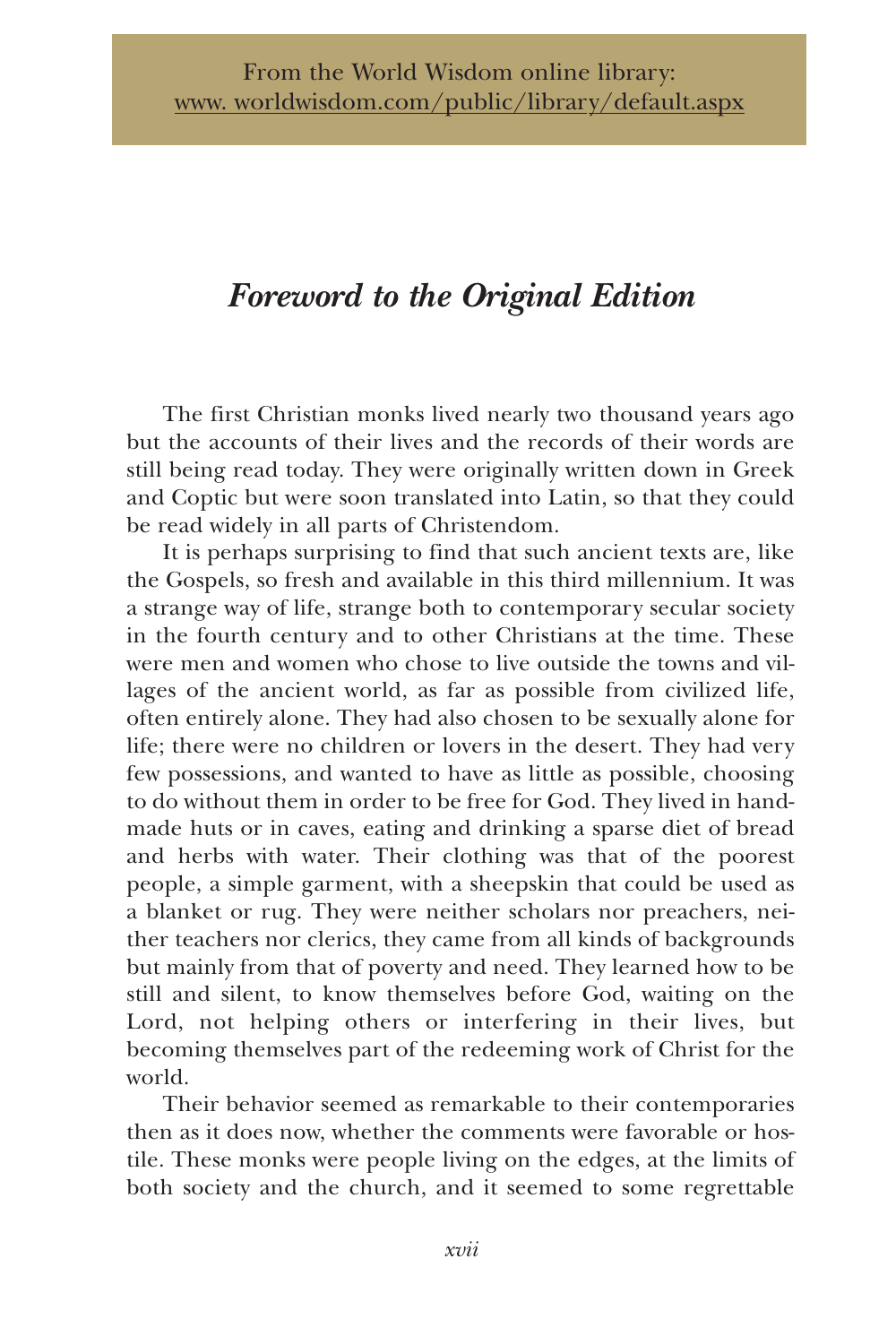From the World Wisdom online library:
www. worldwisdom.com/public/library/default.aspx

# *Foreword to the Original Edition*

The first Christian monks lived nearly two thousand years ago but the accounts of their lives and the records of their words are still being read today. They were originally written down in Greek and Coptic but were soon translated into Latin, so that they could be read widely in all parts of Christendom.

It is perhaps surprising to find that such ancient texts are, like the Gospels, so fresh and available in this third millennium. It was a strange way of life, strange both to contemporary secular society in the fourth century and to other Christians at the time. These were men and women who chose to live outside the towns and villages of the ancient world, as far as possible from civilized life, often entirely alone. They had also chosen to be sexually alone for life; there were no children or lovers in the desert. They had very few possessions, and wanted to have as little as possible, choosing to do without them in order to be free for God. They lived in handmade huts or in caves, eating and drinking a sparse diet of bread and herbs with water. Their clothing was that of the poorest people, a simple garment, with a sheepskin that could be used as a blanket or rug. They were neither scholars nor preachers, neither teachers nor clerics, they came from all kinds of backgrounds but mainly from that of poverty and need. They learned how to be still and silent, to know themselves before God, waiting on the Lord, not helping others or interfering in their lives, but becoming themselves part of the redeeming work of Christ for the world.

Their behavior seemed as remarkable to their contemporaries then as it does now, whether the comments were favorable or hostile. These monks were people living on the edges, at the limits of both society and the church, and it seemed to some regrettable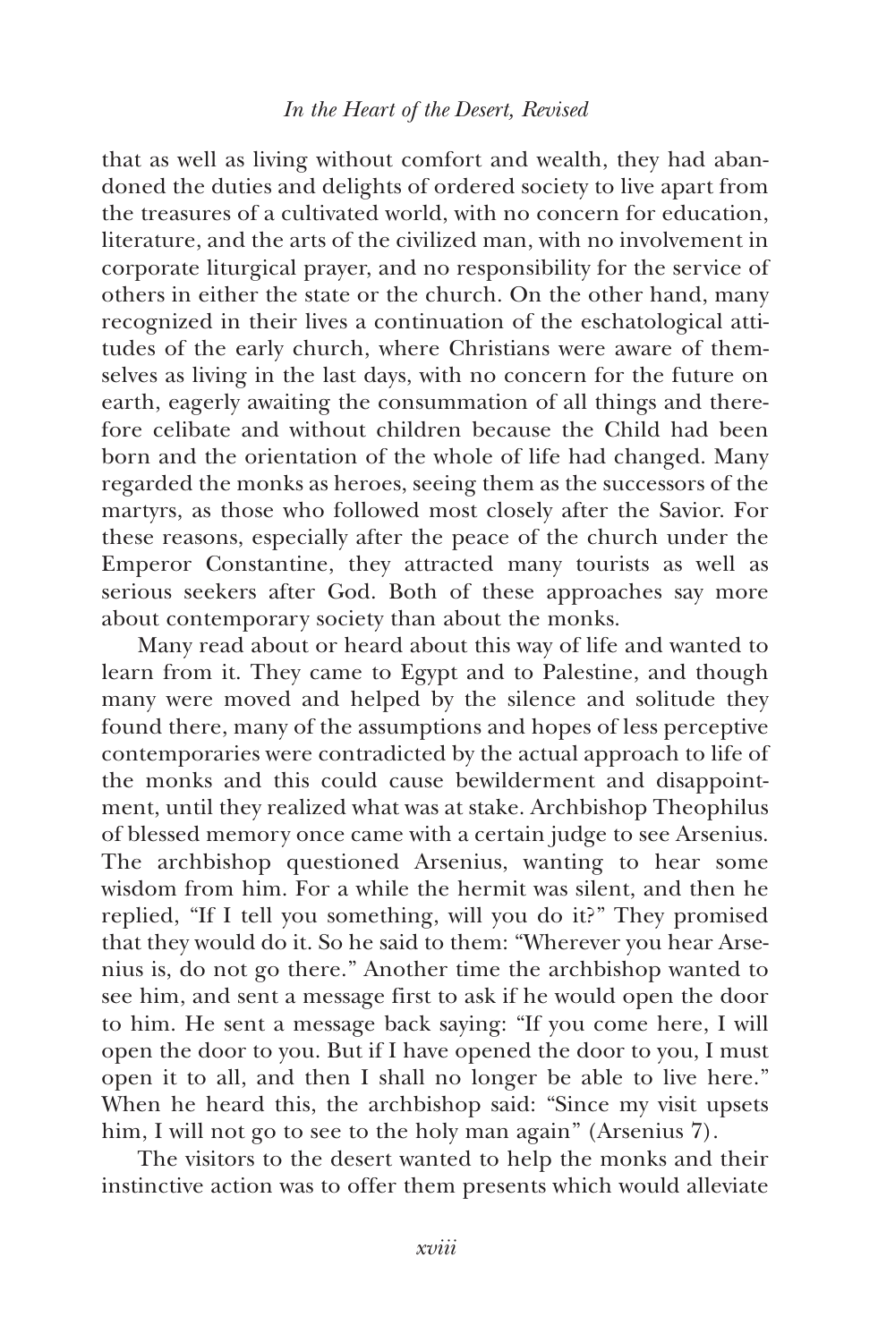that as well as living without comfort and wealth, they had abandoned the duties and delights of ordered society to live apart from the treasures of a cultivated world, with no concern for education, literature, and the arts of the civilized man, with no involvement in corporate liturgical prayer, and no responsibility for the service of others in either the state or the church. On the other hand, many recognized in their lives a continuation of the eschatological attitudes of the early church, where Christians were aware of themselves as living in the last days, with no concern for the future on earth, eagerly awaiting the consummation of all things and therefore celibate and without children because the Child had been born and the orientation of the whole of life had changed. Many regarded the monks as heroes, seeing them as the successors of the martyrs, as those who followed most closely after the Savior. For these reasons, especially after the peace of the church under the Emperor Constantine, they attracted many tourists as well as serious seekers after God. Both of these approaches say more about contemporary society than about the monks.

Many read about or heard about this way of life and wanted to learn from it. They came to Egypt and to Palestine, and though many were moved and helped by the silence and solitude they found there, many of the assumptions and hopes of less perceptive contemporaries were contradicted by the actual approach to life of the monks and this could cause bewilderment and disappointment, until they realized what was at stake. Archbishop Theophilus of blessed memory once came with a certain judge to see Arsenius. The archbishop questioned Arsenius, wanting to hear some wisdom from him. For a while the hermit was silent, and then he replied, "If I tell you something, will you do it?" They promised that they would do it. So he said to them: "Wherever you hear Arsenius is, do not go there." Another time the archbishop wanted to see him, and sent a message first to ask if he would open the door to him. He sent a message back saying: "If you come here, I will open the door to you. But if I have opened the door to you, I must open it to all, and then I shall no longer be able to live here." When he heard this, the archbishop said: "Since my visit upsets him, I will not go to see to the holy man again" (Arsenius 7).

The visitors to the desert wanted to help the monks and their instinctive action was to offer them presents which would alleviate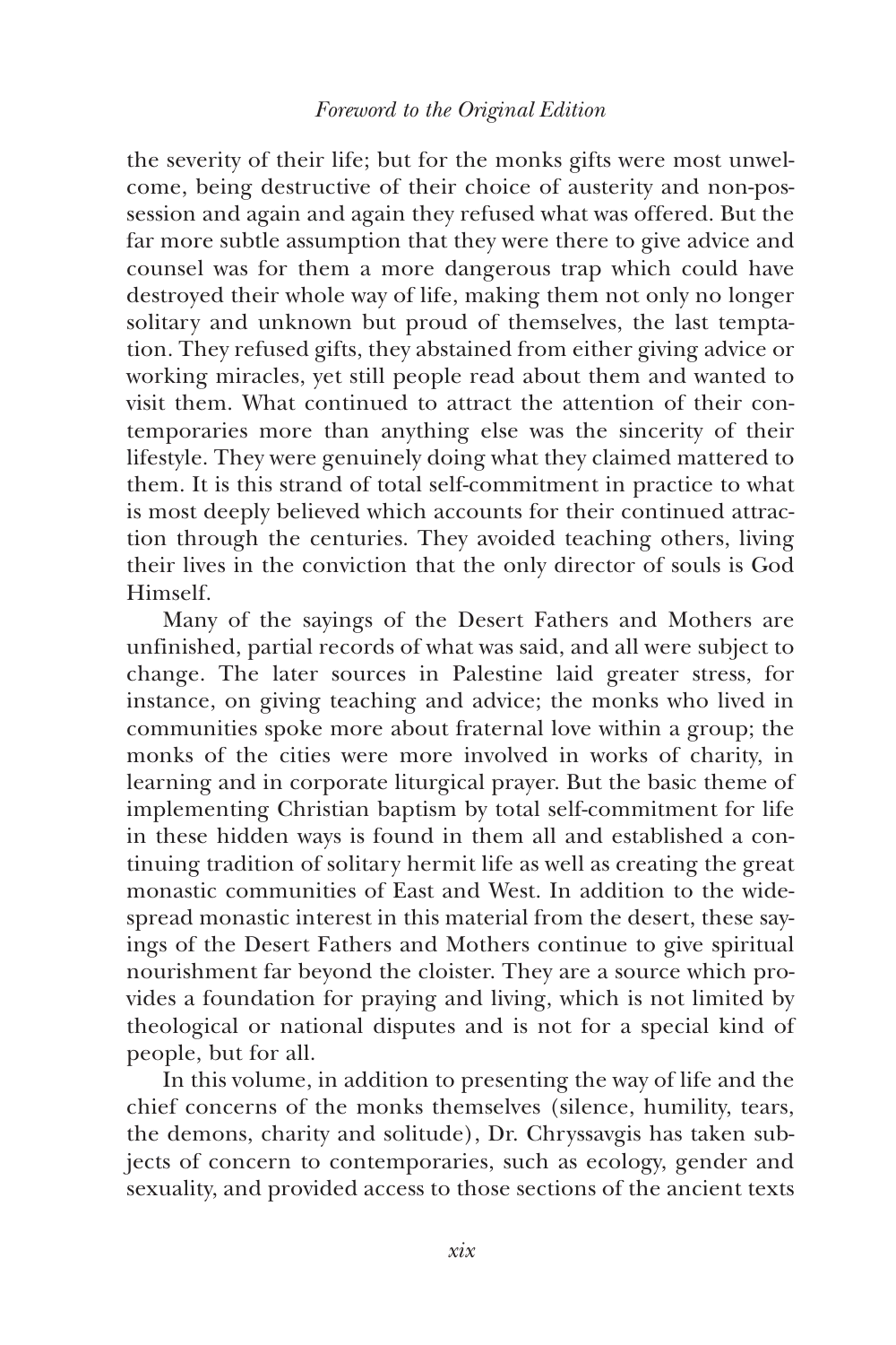the severity of their life; but for the monks gifts were most unwelcome, being destructive of their choice of austerity and non-possession and again and again they refused what was offered. But the far more subtle assumption that they were there to give advice and counsel was for them a more dangerous trap which could have destroyed their whole way of life, making them not only no longer solitary and unknown but proud of themselves, the last temptation. They refused gifts, they abstained from either giving advice or working miracles, yet still people read about them and wanted to visit them. What continued to attract the attention of their contemporaries more than anything else was the sincerity of their lifestyle. They were genuinely doing what they claimed mattered to them. It is this strand of total self-commitment in practice to what is most deeply believed which accounts for their continued attraction through the centuries. They avoided teaching others, living their lives in the conviction that the only director of souls is God Himself.

Many of the sayings of the Desert Fathers and Mothers are unfinished, partial records of what was said, and all were subject to change. The later sources in Palestine laid greater stress, for instance, on giving teaching and advice; the monks who lived in communities spoke more about fraternal love within a group; the monks of the cities were more involved in works of charity, in learning and in corporate liturgical prayer. But the basic theme of implementing Christian baptism by total self-commitment for life in these hidden ways is found in them all and established a continuing tradition of solitary hermit life as well as creating the great monastic communities of East and West. In addition to the widespread monastic interest in this material from the desert, these sayings of the Desert Fathers and Mothers continue to give spiritual nourishment far beyond the cloister. They are a source which provides a foundation for praying and living, which is not limited by theological or national disputes and is not for a special kind of people, but for all.

In this volume, in addition to presenting the way of life and the chief concerns of the monks themselves (silence, humility, tears, the demons, charity and solitude), Dr. Chryssavgis has taken subjects of concern to contemporaries, such as ecology, gender and sexuality, and provided access to those sections of the ancient texts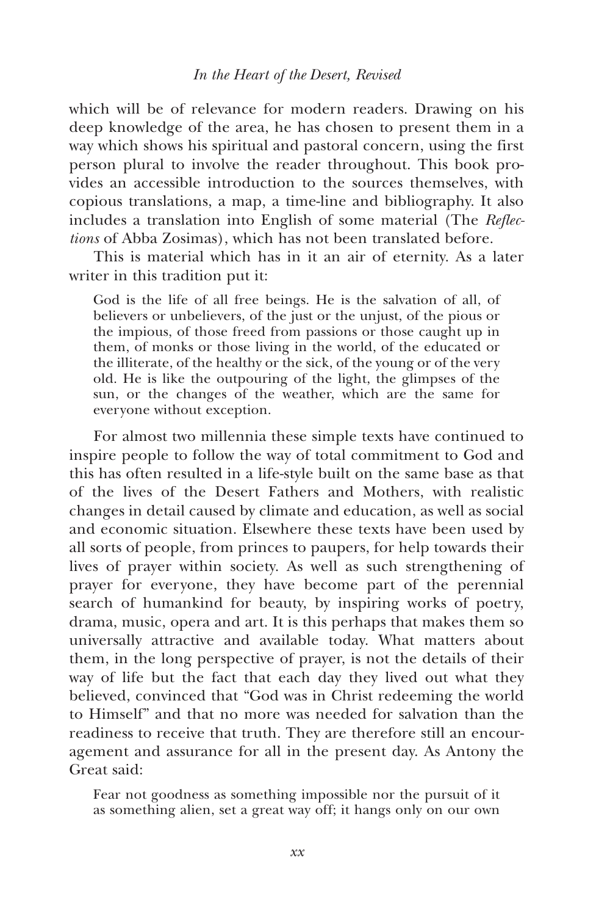which will be of relevance for modern readers. Drawing on his deep knowledge of the area, he has chosen to present them in a way which shows his spiritual and pastoral concern, using the first person plural to involve the reader throughout. This book provides an accessible introduction to the sources themselves, with copious translations, a map, a time-line and bibliography. It also includes a translation into English of some material (The *Reflections* of Abba Zosimas), which has not been translated before.

This is material which has in it an air of eternity. As a later writer in this tradition put it:

> God is the life of all free beings. He is the salvation of all, of believers or unbelievers, of the just or the unjust, of the pious or the impious, of those freed from passions or those caught up in them, of monks or those living in the world, of the educated or the illiterate, of the healthy or the sick, of the young or of the very old. He is like the outpouring of the light, the glimpses of the sun, or the changes of the weather, which are the same for everyone without exception.

For almost two millennia these simple texts have continued to inspire people to follow the way of total commitment to God and this has often resulted in a life-style built on the same base as that of the lives of the Desert Fathers and Mothers, with realistic changes in detail caused by climate and education, as well as social and economic situation. Elsewhere these texts have been used by all sorts of people, from princes to paupers, for help towards their lives of prayer within society. As well as such strengthening of prayer for everyone, they have become part of the perennial search of humankind for beauty, by inspiring works of poetry, drama, music, opera and art. It is this perhaps that makes them so universally attractive and available today. What matters about them, in the long perspective of prayer, is not the details of their way of life but the fact that each day they lived out what they believed, convinced that "God was in Christ redeeming the world to Himself" and that no more was needed for salvation than the readiness to receive that truth. They are therefore still an encouragement and assurance for all in the present day. As Antony the Great said:

> Fear not goodness as something impossible nor the pursuit of it as something alien, set a great way off; it hangs only on our own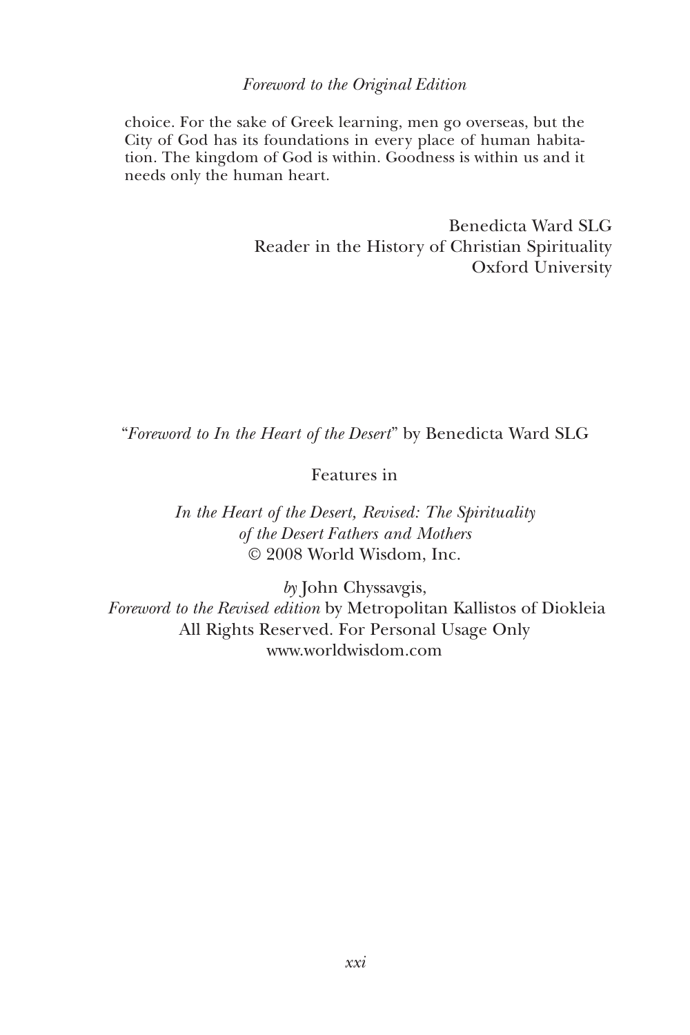choice. For the sake of Greek learning, men go overseas, but the City of God has its foundations in every place of human habitation. The kingdom of God is within. Goodness is within us and it needs only the human heart.

Benedicta Ward SLG
Reader in the History of Christian Spirituality
Oxford University

"*Foreword to In the Heart of the Desert*" by Benedicta Ward SLG

Features in

*In the Heart of the Desert, Revised: The Spirituality of the Desert Fathers and Mothers*
© 2008 World Wisdom, Inc.

*by* John Chyssavgis,
*Foreword to the Revised edition* by Metropolitan Kallistos of Diokleia
All Rights Reserved. For Personal Usage Only
www.worldwisdom.com